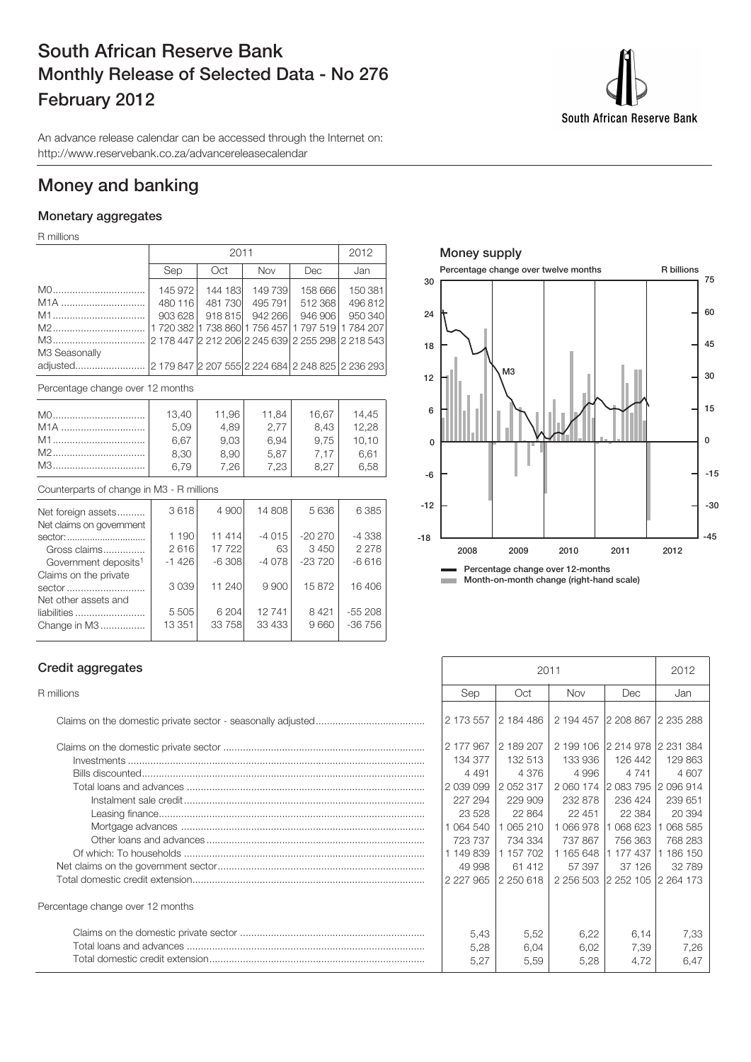# South African Reserve Bank
## Monthly Release of Selected Data - No 276
## February 2012

An advance release calendar can be accessed through the Internet on:
http://www.reservebank.co.za/advancereleasecalendar

# Money and banking

### Monetary aggregates

R millions

| | 2011 | | | | 2012 |
|---|---|---|---|---|---|
| | Sep | Oct | Nov | Dec | Jan |
| M0 | 145 972 | 144 183 | 149 739 | 158 666 | 150 381 |
| M1A | 480 116 | 481 730 | 495 791 | 512 368 | 496 812 |
| M1 | 903 628 | 918 815 | 942 266 | 946 906 | 950 340 |
| M2 | 1 720 382 | 1 738 860 | 1 756 457 | 1 797 519 | 1 784 207 |
| M3 | 2 178 447 | 2 212 206 | 2 245 639 | 2 255 298 | 2 218 543 |
| M3 Seasonally adjusted | 2 179 847 | 2 207 555 | 2 224 684 | 2 248 825 | 2 236 293 |

Percentage change over 12 months

| | Sep | Oct | Nov | Dec | Jan |
|---|---|---|---|---|---|
| M0 | 13,40 | 11,96 | 11,84 | 16,67 | 14,45 |
| M1A | 5,09 | 4,89 | 2,77 | 8,43 | 12,28 |
| M1 | 6,67 | 9,03 | 6,94 | 9,75 | 10,10 |
| M2 | 8,30 | 8,90 | 5,87 | 7,17 | 6,61 |
| M3 | 6,79 | 7,26 | 7,23 | 8,27 | 6,58 |

Counterparts of change in M3 - R millions

| | Sep | Oct | Nov | Dec | Jan |
|---|---|---|---|---|---|
| Net foreign assets | 3 618 | 4 900 | 14 808 | 5 636 | 6 385 |
| Net claims on government sector: | 1 190 | 11 414 | -4 015 | -20 270 | -4 338 |
| Gross claims | 2 616 | 17 722 | 63 | 3 450 | 2 278 |
| Government deposits[1] | -1 426 | -6 308 | -4 078 | -23 720 | -6 616 |
| Claims on the private sector | 3 039 | 11 240 | 9 900 | 15 872 | 16 406 |
| Net other assets and liabilities | 5 505 | 6 204 | 12 741 | 8 421 | -55 208 |
| Change in M3 | 13 351 | 33 758 | 33 433 | 9 660 | -36 756 |

**Money supply**

Percentage change over twelve months — R billions

M3

Percentage change over 12-months
Month-on-month change (right-hand scale)

### Credit aggregates

R millions

| | 2011 | | | | 2012 |
|---|---|---|---|---|---|
| | Sep | Oct | Nov | Dec | Jan |
| Claims on the domestic private sector - seasonally adjusted | 2 173 557 | 2 184 486 | 2 194 457 | 2 208 867 | 2 235 288 |
| Claims on the domestic private sector | 2 177 967 | 2 189 207 | 2 199 106 | 2 214 978 | 2 231 384 |
| Investments | 134 377 | 132 513 | 133 936 | 126 442 | 129 863 |
| Bills discounted | 4 491 | 4 376 | 4 996 | 4 741 | 4 607 |
| Total loans and advances | 2 039 099 | 2 052 317 | 2 060 174 | 2 083 795 | 2 096 914 |
| Instalment sale credit | 227 294 | 229 909 | 232 878 | 236 424 | 239 651 |
| Leasing finance | 23 528 | 22 864 | 22 451 | 22 384 | 20 394 |
| Mortgage advances | 1 064 540 | 1 065 210 | 1 066 978 | 1 068 623 | 1 068 585 |
| Other loans and advances | 723 737 | 734 334 | 737 867 | 756 363 | 768 283 |
| Of which: To households | 1 149 839 | 1 157 702 | 1 165 648 | 1 177 437 | 1 186 150 |
| Net claims on the government sector | 49 998 | 61 412 | 57 397 | 37 126 | 32 789 |
| Total domestic credit extension | 2 227 965 | 2 250 618 | 2 256 503 | 2 252 105 | 2 264 173 |
| **Percentage change over 12 months** | | | | | |
| Claims on the domestic private sector | 5,43 | 5,52 | 6,22 | 6,14 | 7,33 |
| Total loans and advances | 5,28 | 6,04 | 6,02 | 7,39 | 7,26 |
| Total domestic credit extension | 5,27 | 5,59 | 5,28 | 4,72 | 6,47 |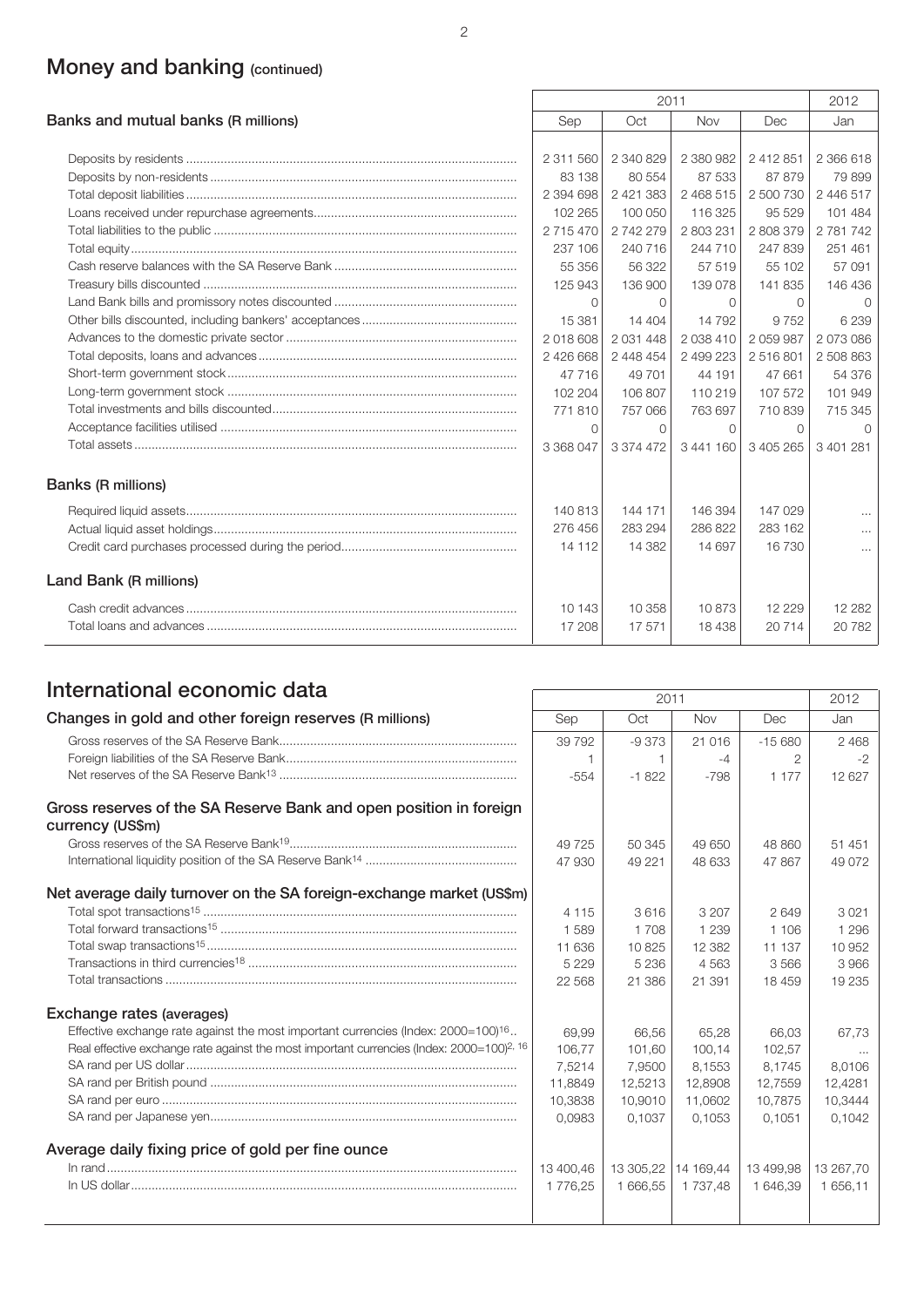## Money and banking (continued)

| Banks and mutual banks (R millions) | 2011 | | | | 2012 |
|---|---|---|---|---|---|
| | Sep | Oct | Nov | Dec | Jan |
| Deposits by residents | 2 311 560 | 2 340 829 | 2 380 982 | 2 412 851 | 2 366 618 |
| Deposits by non-residents | 83 138 | 80 554 | 87 533 | 87 879 | 79 899 |
| Total deposit liabilities | 2 394 698 | 2 421 383 | 2 468 515 | 2 500 730 | 2 446 517 |
| Loans received under repurchase agreements | 102 265 | 100 050 | 116 325 | 95 529 | 101 484 |
| Total liabilities to the public | 2 715 470 | 2 742 279 | 2 803 231 | 2 808 379 | 2 781 742 |
| Total equity | 237 106 | 240 716 | 244 710 | 247 839 | 251 461 |
| Cash reserve balances with the SA Reserve Bank | 55 356 | 56 322 | 57 519 | 55 102 | 57 091 |
| Treasury bills discounted | 125 943 | 136 900 | 139 078 | 141 835 | 146 436 |
| Land Bank bills and promissory notes discounted | 0 | 0 | 0 | 0 | 0 |
| Other bills discounted, including bankers' acceptances | 15 381 | 14 404 | 14 792 | 9 752 | 6 239 |
| Advances to the domestic private sector | 2 018 608 | 2 031 448 | 2 038 410 | 2 059 987 | 2 073 086 |
| Total deposits, loans and advances | 2 426 668 | 2 448 454 | 2 499 223 | 2 516 801 | 2 508 863 |
| Short-term government stock | 47 716 | 49 701 | 44 191 | 47 661 | 54 376 |
| Long-term government stock | 102 204 | 106 807 | 110 219 | 107 572 | 101 949 |
| Total investments and bills discounted | 771 810 | 757 066 | 763 697 | 710 839 | 715 345 |
| Acceptance facilities utilised | 0 | 0 | 0 | 0 | 0 |
| Total assets | 3 368 047 | 3 374 472 | 3 441 160 | 3 405 265 | 3 401 281 |
| **Banks (R millions)** | | | | | |
| Required liquid assets | 140 813 | 144 171 | 146 394 | 147 029 | ... |
| Actual liquid asset holdings | 276 456 | 283 294 | 286 822 | 283 162 | ... |
| Credit card purchases processed during the period | 14 112 | 14 382 | 14 697 | 16 730 | ... |
| **Land Bank (R millions)** | | | | | |
| Cash credit advances | 10 143 | 10 358 | 10 873 | 12 229 | 12 282 |
| Total loans and advances | 17 208 | 17 571 | 18 438 | 20 714 | 20 782 |

## International economic data

| Changes in gold and other foreign reserves (R millions) | 2011 | | | | 2012 |
|---|---|---|---|---|---|
| | Sep | Oct | Nov | Dec | Jan |
| Gross reserves of the SA Reserve Bank | 39 792 | -9 373 | 21 016 | -15 680 | 2 468 |
| Foreign liabilities of the SA Reserve Bank | 1 | 1 | -4 | 2 | -2 |
| Net reserves of the SA Reserve Bank[13] | -554 | -1 822 | -798 | 1 177 | 12 627 |
| **Gross reserves of the SA Reserve Bank and open position in foreign currency (US$m)** | | | | | |
| Gross reserves of the SA Reserve Bank[19] | 49 725 | 50 345 | 49 650 | 48 860 | 51 451 |
| International liquidity position of the SA Reserve Bank[14] | 47 930 | 49 221 | 48 633 | 47 867 | 49 072 |
| **Net average daily turnover on the SA foreign-exchange market (US$m)** | | | | | |
| Total spot transactions[15] | 4 115 | 3 616 | 3 207 | 2 649 | 3 021 |
| Total forward transactions[15] | 1 589 | 1 708 | 1 239 | 1 106 | 1 296 |
| Total swap transactions[15] | 11 636 | 10 825 | 12 382 | 11 137 | 10 952 |
| Transactions in third currencies[18] | 5 229 | 5 236 | 4 563 | 3 566 | 3 966 |
| Total transactions | 22 568 | 21 386 | 21 391 | 18 459 | 19 235 |
| **Exchange rates (averages)** | | | | | |
| Effective exchange rate against the most important currencies (Index: 2000=100)[16] | 69,99 | 66,56 | 65,28 | 66,03 | 67,73 |
| Real effective exchange rate against the most important currencies (Index: 2000=100)[2, 16] | 106,77 | 101,60 | 100,14 | 102,57 | ... |
| SA rand per US dollar | 7,5214 | 7,9500 | 8,1553 | 8,1745 | 8,0106 |
| SA rand per British pound | 11,8849 | 12,5213 | 12,8908 | 12,7559 | 12,4281 |
| SA rand per euro | 10,3838 | 10,9010 | 11,0602 | 10,7875 | 10,3444 |
| SA rand per Japanese yen | 0,0983 | 0,1037 | 0,1053 | 0,1051 | 0,1042 |
| **Average daily fixing price of gold per fine ounce** | | | | | |
| In rand | 13 400,46 | 13 305,22 | 14 169,44 | 13 499,98 | 13 267,70 |
| In US dollar | 1 776,25 | 1 666,55 | 1 737,48 | 1 646,39 | 1 656,11 |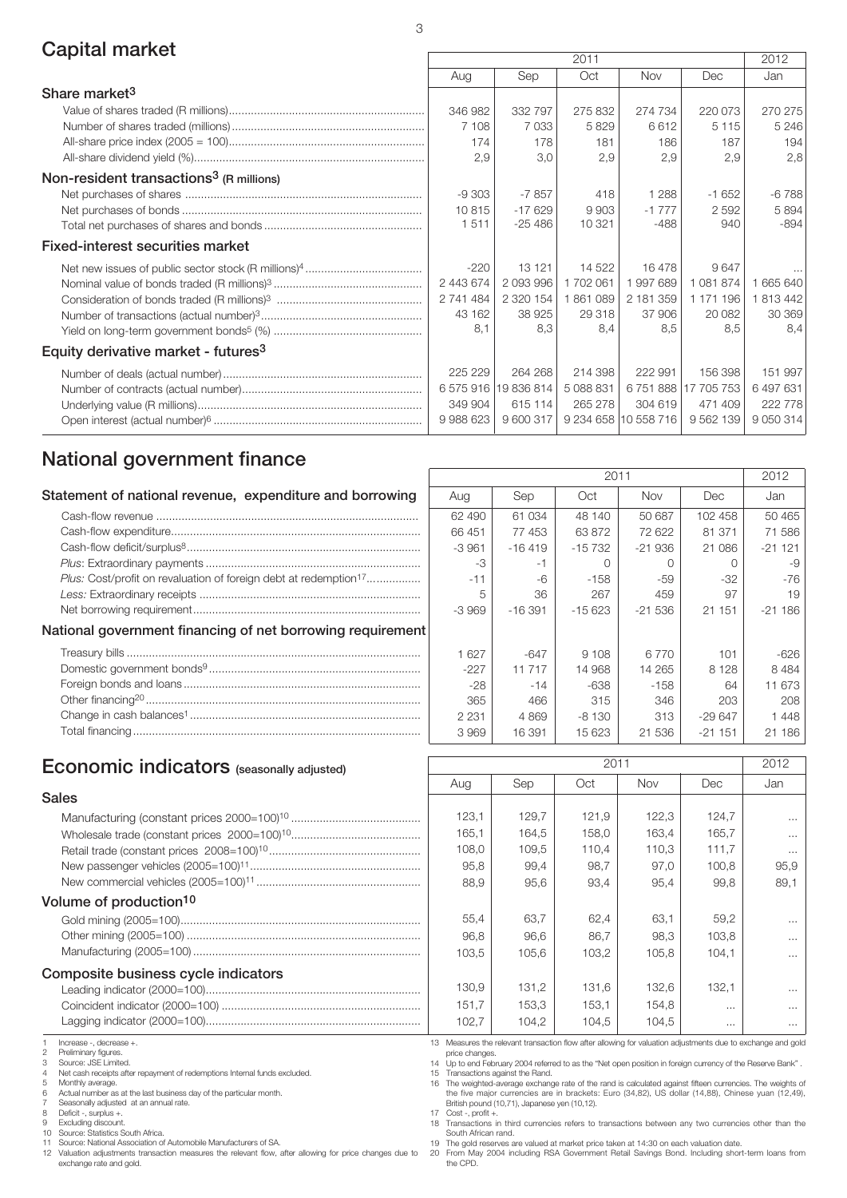## Capital market

| | 2011 | | | | | 2012 |
|---|---|---|---|---|---|---|
| | Aug | Sep | Oct | Nov | Dec | Jan |
| **Share market[3]** | | | | | | |
| Value of shares traded (R millions) | 346 982 | 332 797 | 275 832 | 274 734 | 220 073 | 270 275 |
| Number of shares traded (millions) | 7 108 | 7 033 | 5 829 | 6 612 | 5 115 | 5 246 |
| All-share price index (2005 = 100) | 174 | 178 | 181 | 186 | 187 | 194 |
| All-share dividend yield (%) | 2,9 | 3,0 | 2,9 | 2,9 | 2,9 | 2,8 |
| **Non-resident transactions[3] (R millions)** | | | | | | |
| Net purchases of shares | -9 303 | -7 857 | 418 | 1 288 | -1 652 | -6 788 |
| Net purchases of bonds | 10 815 | -17 629 | 9 903 | -1 777 | 2 592 | 5 894 |
| Total net purchases of shares and bonds | 1 511 | -25 486 | 10 321 | -488 | 940 | -894 |
| **Fixed-interest securities market** | | | | | | |
| Net new issues of public sector stock (R millions)[4] | -220 | 13 121 | 14 522 | 16 478 | 9 647 | ... |
| Nominal value of bonds traded (R millions)[3] | 2 443 674 | 2 093 996 | 1 702 061 | 1 997 689 | 1 081 874 | 1 665 640 |
| Consideration of bonds traded (R millions)[3] | 2 741 484 | 2 320 154 | 1 861 089 | 2 181 359 | 1 171 196 | 1 813 442 |
| Number of transactions (actual number)[3] | 43 162 | 38 925 | 29 318 | 37 906 | 20 082 | 30 369 |
| Yield on long-term government bonds[5] (%) | 8,1 | 8,3 | 8,4 | 8,5 | 8,5 | 8,4 |
| **Equity derivative market - futures[3]** | | | | | | |
| Number of deals (actual number) | 225 229 | 264 268 | 214 398 | 222 991 | 156 398 | 151 997 |
| Number of contracts (actual number) | 6 575 916 | 19 836 814 | 5 088 831 | 6 751 888 | 17 705 753 | 6 497 631 |
| Underlying value (R millions) | 349 904 | 615 114 | 265 278 | 304 619 | 471 409 | 222 778 |
| Open interest (actual number)[6] | 9 988 623 | 9 600 317 | 9 234 658 | 10 558 716 | 9 562 139 | 9 050 314 |

## National government finance

| | 2011 | | | | | 2012 |
|---|---|---|---|---|---|---|
| | Aug | Sep | Oct | Nov | Dec | Jan |
| **Statement of national revenue, expenditure and borrowing** | | | | | | |
| Cash-flow revenue | 62 490 | 61 034 | 48 140 | 50 687 | 102 458 | 50 465 |
| Cash-flow expenditure | 66 451 | 77 453 | 63 872 | 72 622 | 81 371 | 71 586 |
| Cash-flow deficit/surplus[8] | -3 961 | -16 419 | -15 732 | -21 936 | 21 086 | -21 121 |
| *Plus*: Extraordinary payments | -3 | -1 | 0 | 0 | 0 | -9 |
| *Plus:* Cost/profit on revaluation of foreign debt at redemption[17] | -11 | -6 | -158 | -59 | -32 | -76 |
| *Less:* Extraordinary receipts | 5 | 36 | 267 | 459 | 97 | 19 |
| Net borrowing requirement | -3 969 | -16 391 | -15 623 | -21 536 | 21 151 | -21 186 |
| **National government financing of net borrowing requirement** | | | | | | |
| Treasury bills | 1 627 | -647 | 9 108 | 6 770 | 101 | -626 |
| Domestic government bonds[9] | -227 | 11 717 | 14 968 | 14 265 | 8 128 | 8 484 |
| Foreign bonds and loans | -28 | -14 | -638 | -158 | 64 | 11 673 |
| Other financing[20] | 365 | 466 | 315 | 346 | 203 | 208 |
| Change in cash balances[1] | 2 231 | 4 869 | -8 130 | 313 | -29 647 | 1 448 |
| Total financing | 3 969 | 16 391 | 15 623 | 21 536 | -21 151 | 21 186 |

## Economic indicators (seasonally adjusted)

| | 2011 | | | | | 2012 |
|---|---|---|---|---|---|---|
| | Aug | Sep | Oct | Nov | Dec | Jan |
| **Sales** | | | | | | |
| Manufacturing (constant prices 2000=100)[10] | 123,1 | 129,7 | 121,9 | 122,3 | 124,7 | ... |
| Wholesale trade (constant prices 2000=100)[10] | 165,1 | 164,5 | 158,0 | 163,4 | 165,7 | ... |
| Retail trade (constant prices 2008=100)[10] | 108,0 | 109,5 | 110,4 | 110,3 | 111,7 | ... |
| New passenger vehicles (2005=100)[11] | 95,8 | 99,4 | 98,7 | 97,0 | 100,8 | 95,9 |
| New commercial vehicles (2005=100)[11] | 88,9 | 95,6 | 93,4 | 95,4 | 99,8 | 89,1 |
| **Volume of production[10]** | | | | | | |
| Gold mining (2005=100) | 55,4 | 63,7 | 62,4 | 63,1 | 59,2 | ... |
| Other mining (2005=100) | 96,8 | 96,6 | 86,7 | 98,3 | 103,8 | ... |
| Manufacturing (2005=100) | 103,5 | 105,6 | 103,2 | 105,8 | 104,1 | ... |
| **Composite business cycle indicators** | | | | | | |
| Leading indicator (2000=100) | 130,9 | 131,2 | 131,6 | 132,6 | 132,1 | ... |
| Coincident indicator (2000=100) | 151,7 | 153,3 | 153,1 | 154,8 | ... | ... |
| Lagging indicator (2000=100) | 102,7 | 104,2 | 104,5 | 104,5 | ... | ... |

1 Increase -, decrease +.
2 Preliminary figures.
3 Source: JSE Limited.
4 Net cash receipts after repayment of redemptions Internal funds excluded.
5 Monthly average.
6 Actual number as at the last business day of the particular month.
7 Seasonally adjusted at an annual rate.
8 Deficit -, surplus +.
9 Excluding discount.
10 Source: Statistics South Africa.
11 Source: National Association of Automobile Manufacturers of SA.
12 Valuation adjustments transaction measures the relevant flow, after allowing for price changes due to exchange rate and gold.
13 Measures the relevant transaction flow after allowing for valuation adjustments due to exchange and gold price changes.
14 Up to end February 2004 referred to as the "Net open position in foreign currency of the Reserve Bank".
15 Transactions against the Rand.
16 The weighted-average exchange rate of the rand is calculated against fifteen currencies. The weights of the five major currencies are in brackets: Euro (34,82), US dollar (14,88), Chinese yuan (12,49), British pound (10,71), Japanese yen (10,12).
17 Cost -, profit +.
18 Transactions in third currencies refers to transactions between any two currencies other than the South African rand.
19 The gold reserves are valued at market price taken at 14:30 on each valuation date.
20 From May 2004 including RSA Government Retail Savings Bond. Including short-term loans from the CPD.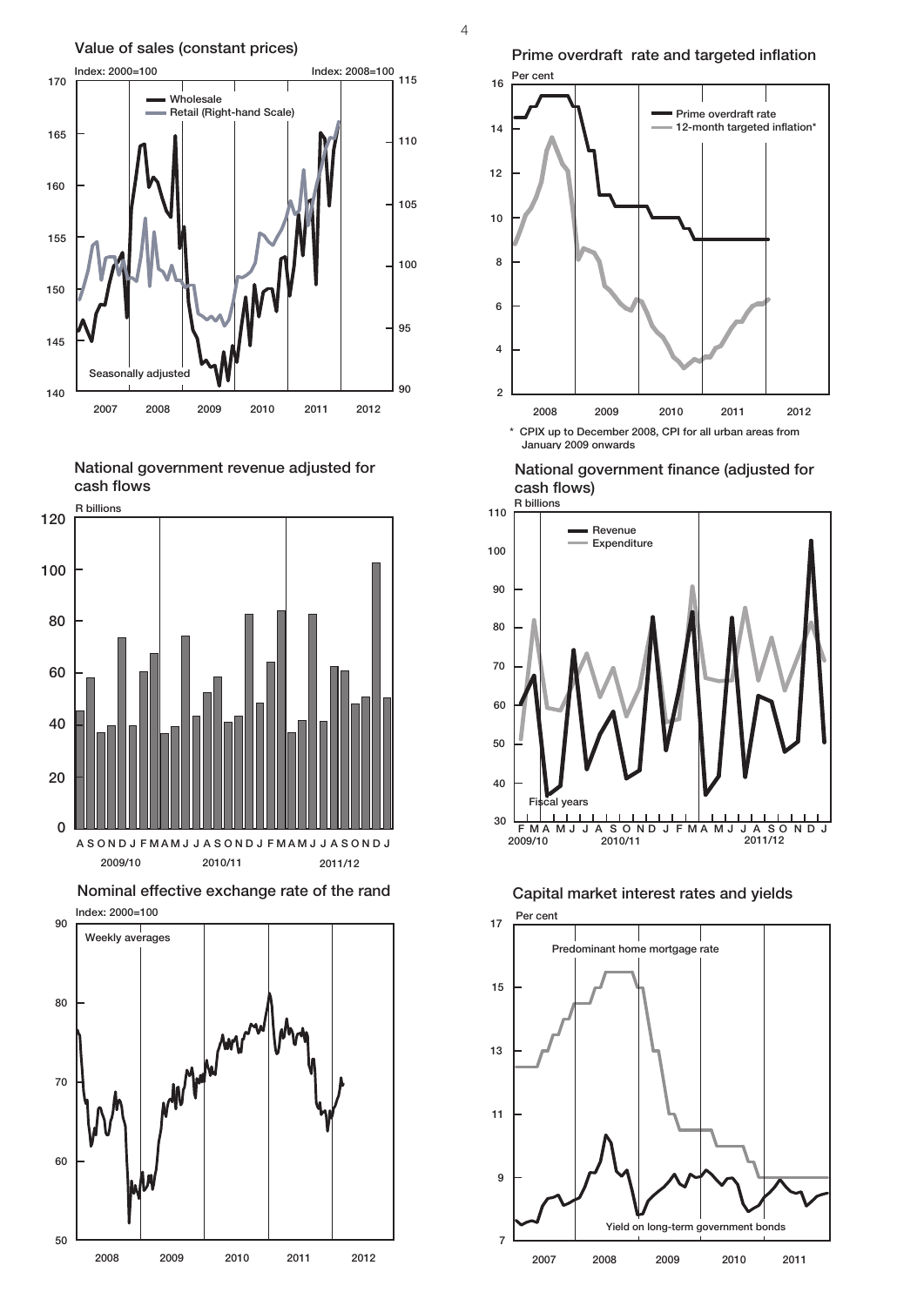## Value of sales (constant prices)

Index: 2000=100

Index: 2008=100

Wholesale

Retail (Right-hand Scale)

Seasonally adjusted

170
165
160
155
150
145
140

115
110
105
100
95
90

2007 2008 2009 2010 2011 2012

## Prime overdraft rate and targeted inflation

Per cent

Prime overdraft rate

12-month targeted inflation*

16
14
12
10
8
6
4
2

2008 2009 2010 2011 2012

\* CPIX up to December 2008, CPI for all urban areas from January 2009 onwards

## National government revenue adjusted for cash flows

R billions

120
100
80
60
40
20
0

A S O N D J F M A M J J A S O N D J F M A M J J A S O N D J

2009/10 2010/11 2011/12

## National government finance (adjusted for cash flows)

R billions

Revenue

Expenditure

Fiscal years

110
100
90
80
70
60
50
40
30

F M A M J J A S O N D J F M A M J J A S O N D J

2009/10 2010/11 2011/12

## Nominal effective exchange rate of the rand

Index: 2000=100

Weekly averages

90
80
70
60
50

2008 2009 2010 2011 2012

## Capital market interest rates and yields

Per cent

Predominant home mortgage rate

Yield on long-term government bonds

17
15
13
11
9
7

2007 2008 2009 2010 2011